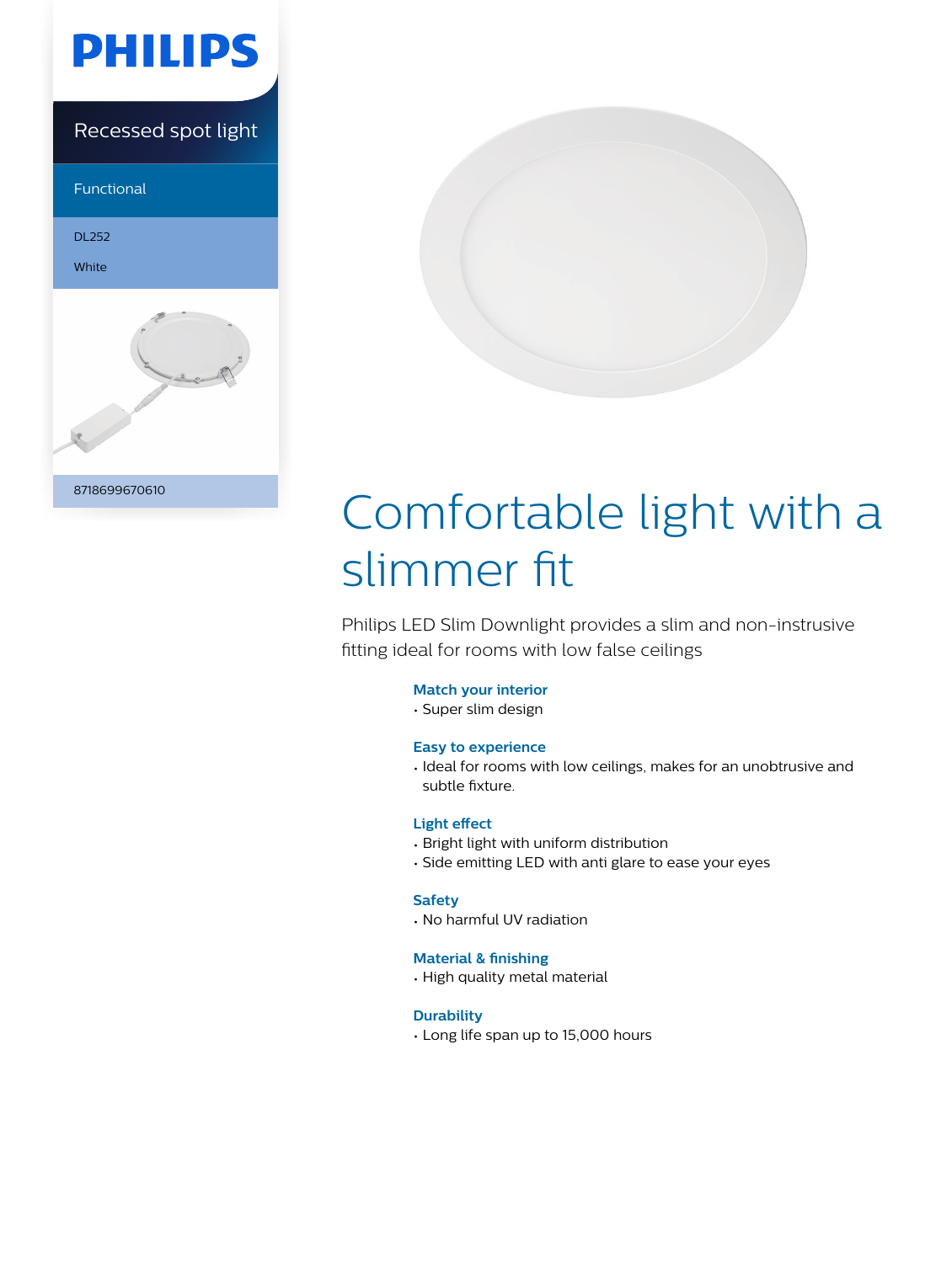PHILIPS

Recessed spot light

Functional

DL252

White

8718699670610

# Comfortable light with a slimmer fit

Philips LED Slim Downlight provides a slim and non-instrusive fitting ideal for rooms with low false ceilings

### Match your interior

- Super slim design

### Easy to experience

- Ideal for rooms with low ceilings, makes for an unobtrusive and subtle fixture.

### Light effect

- Bright light with uniform distribution
- Side emitting LED with anti glare to ease your eyes

### Safety

- No harmful UV radiation

### Material & finishing

- High quality metal material

### Durability

- Long life span up to 15,000 hours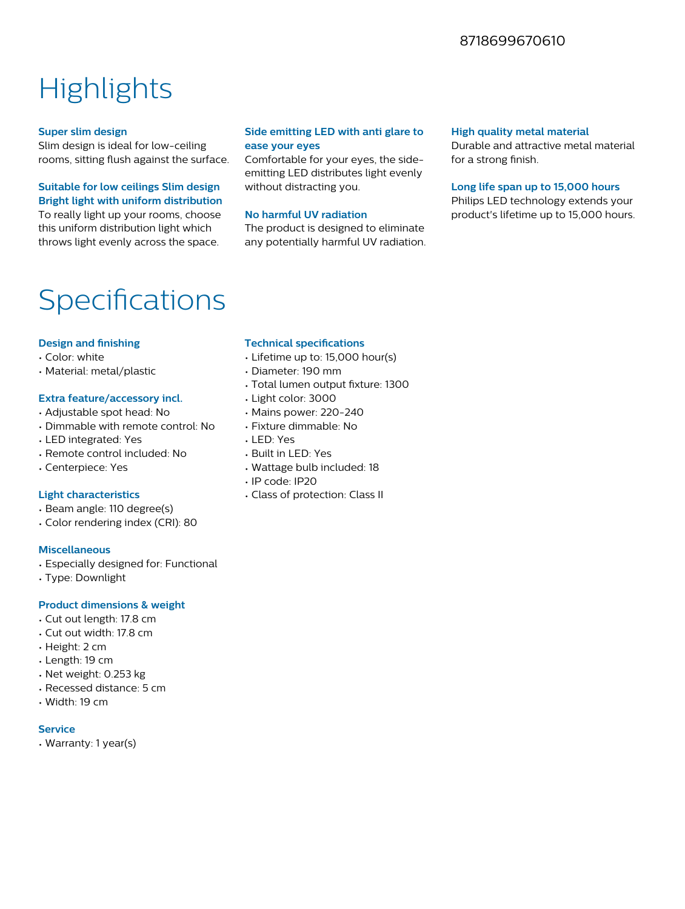8718699670610

# Highlights

**Super slim design**
Slim design is ideal for low-ceiling rooms, sitting flush against the surface.

**Suitable for low ceilings Slim design Bright light with uniform distribution**
To really light up your rooms, choose this uniform distribution light which throws light evenly across the space.

**Side emitting LED with anti glare to ease your eyes**
Comfortable for your eyes, the side-emitting LED distributes light evenly without distracting you.

**No harmful UV radiation**
The product is designed to eliminate any potentially harmful UV radiation.

**High quality metal material**
Durable and attractive metal material for a strong finish.

**Long life span up to 15,000 hours**
Philips LED technology extends your product's lifetime up to 15,000 hours.

# Specifications

### Design and finishing
- Color: white
- Material: metal/plastic

### Extra feature/accessory incl.
- Adjustable spot head: No
- Dimmable with remote control: No
- LED integrated: Yes
- Remote control included: No
- Centerpiece: Yes

### Light characteristics
- Beam angle: 110 degree(s)
- Color rendering index (CRI): 80

### Miscellaneous
- Especially designed for: Functional
- Type: Downlight

### Product dimensions & weight
- Cut out length: 17.8 cm
- Cut out width: 17.8 cm
- Height: 2 cm
- Length: 19 cm
- Net weight: 0.253 kg
- Recessed distance: 5 cm
- Width: 19 cm

### Service
- Warranty: 1 year(s)

### Technical specifications
- Lifetime up to: 15,000 hour(s)
- Diameter: 190 mm
- Total lumen output fixture: 1300
- Light color: 3000
- Mains power: 220-240
- Fixture dimmable: No
- LED: Yes
- Built in LED: Yes
- Wattage bulb included: 18
- IP code: IP20
- Class of protection: Class II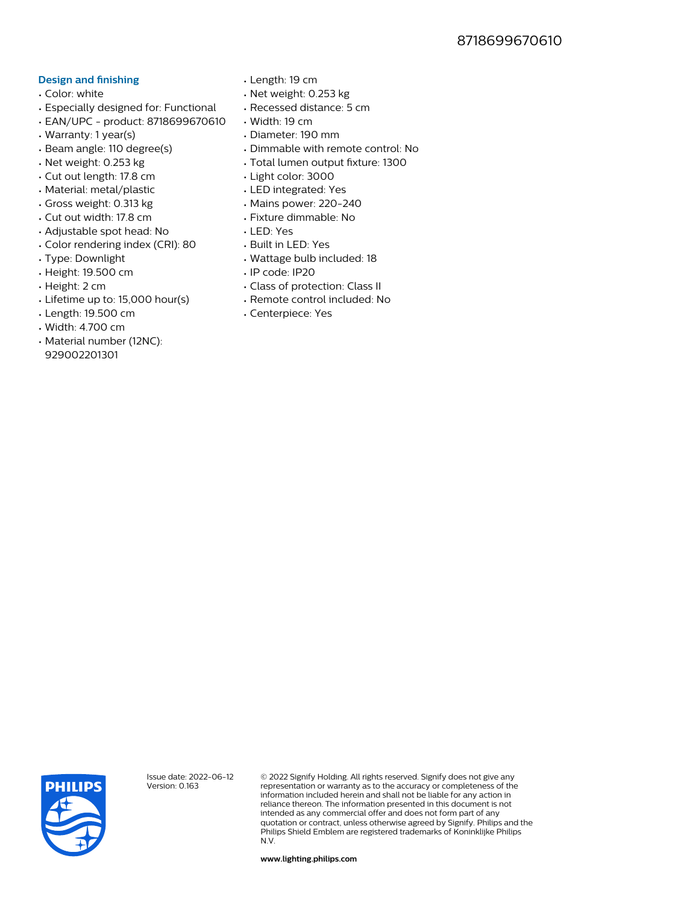8718699670610

## Design and finishing

- Color: white
- Especially designed for: Functional
- EAN/UPC - product: 8718699670610
- Warranty: 1 year(s)
- Beam angle: 110 degree(s)
- Net weight: 0.253 kg
- Cut out length: 17.8 cm
- Material: metal/plastic
- Gross weight: 0.313 kg
- Cut out width: 17.8 cm
- Adjustable spot head: No
- Color rendering index (CRI): 80
- Type: Downlight
- Height: 19.500 cm
- Height: 2 cm
- Lifetime up to: 15,000 hour(s)
- Length: 19.500 cm
- Width: 4.700 cm
- Material number (12NC): 929002201301
- Length: 19 cm
- Net weight: 0.253 kg
- Recessed distance: 5 cm
- Width: 19 cm
- Diameter: 190 mm
- Dimmable with remote control: No
- Total lumen output fixture: 1300
- Light color: 3000
- LED integrated: Yes
- Mains power: 220-240
- Fixture dimmable: No
- LED: Yes
- Built in LED: Yes
- Wattage bulb included: 18
- IP code: IP20
- Class of protection: Class II
- Remote control included: No
- Centerpiece: Yes

Issue date: 2022-06-12
Version: 0.163

© 2022 Signify Holding. All rights reserved. Signify does not give any representation or warranty as to the accuracy or completeness of the information included herein and shall not be liable for any action in reliance thereon. The information presented in this document is not intended as any commercial offer and does not form part of any quotation or contract, unless otherwise agreed by Signify. Philips and the Philips Shield Emblem are registered trademarks of Koninklijke Philips N.V.

**www.lighting.philips.com**